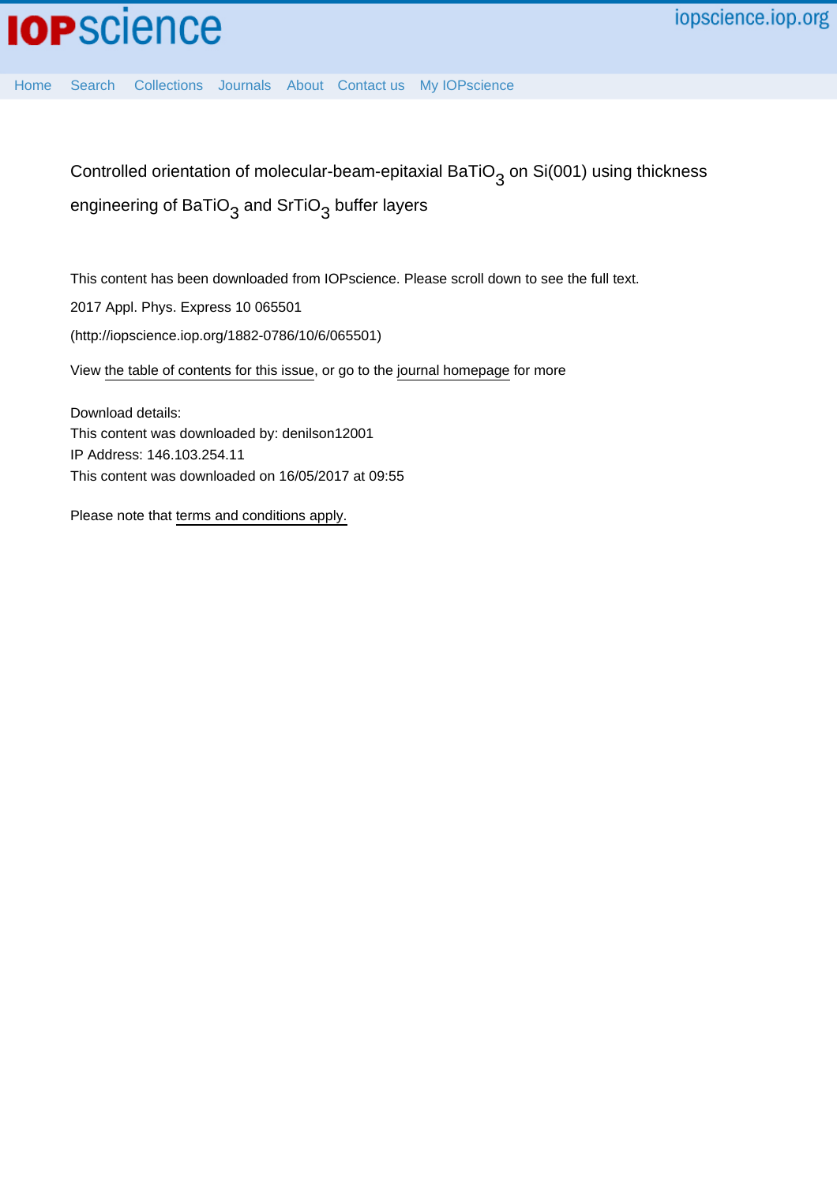# Controlled orientation of molecular-beam-epitaxial $BaTiO_3$ on Si(001) using thickness engineering of $BaTiO_3$ and $SrTiO_3$ buffer layers

This content has been downloaded from IOPscience. Please scroll down to see the full text.

2017 Appl. Phys. Express 10 065501

(http://iopscience.iop.org/1882-0786/10/6/065501)

View the table of contents for this issue, or go to the journal homepage for more

Download details:

This content was downloaded by: denilson12001

IP Address: 146.103.254.11

This content was downloaded on 16/05/2017 at 09:55

Please note that terms and conditions apply.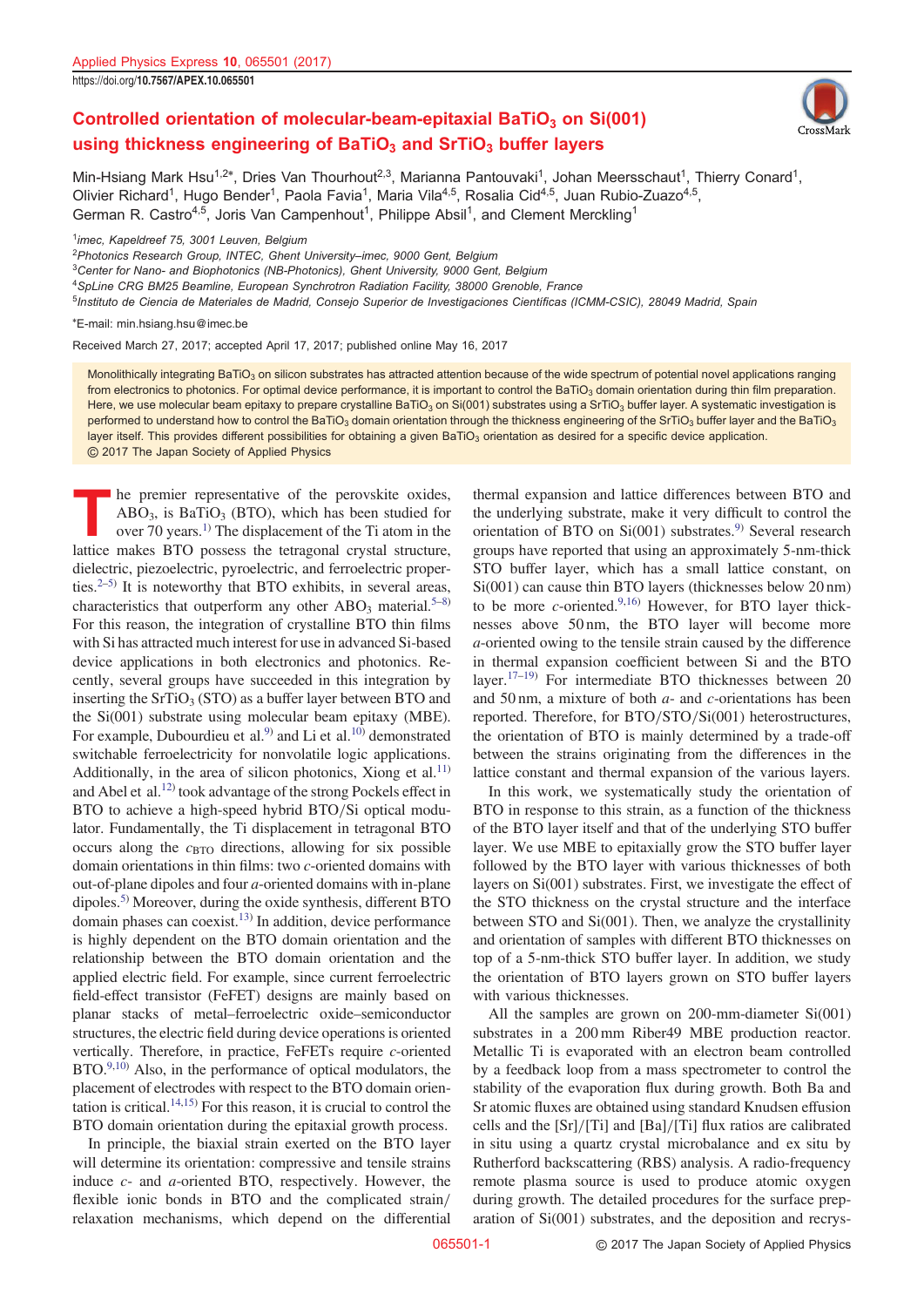# Controlled orientation of molecular-beam-epitaxial $BaTiO_3$ on Si(001) using thickness engineering of $BaTiO_3$ and $SrTiO_3$ buffer layers

Min-Hsiang Mark Hsu[1,2*], Dries Van Thourhout[2,3], Marianna Pantouvaki[1], Johan Meersschaut[1], Thierry Conard[1], Olivier Richard[1], Hugo Bender[1], Paola Favia[1], Maria Vila[4,5], Rosalia Cid[4,5], Juan Rubio-Zuazo[4,5], German R. Castro[4,5], Joris Van Campenhout[1], Philippe Absil[1], and Clement Merckling[1]

[1]imec, Kapeldreef 75, 3001 Leuven, Belgium
[2]Photonics Research Group, INTEC, Ghent University–imec, 9000 Gent, Belgium
[3]Center for Nano- and Biophotonics (NB-Photonics), Ghent University, 9000 Gent, Belgium
[4]SpLine CRG BM25 Beamline, European Synchrotron Radiation Facility, 38000 Grenoble, France
[5]Instituto de Ciencia de Materiales de Madrid, Consejo Superior de Investigaciones Científicas (ICMM-CSIC), 28049 Madrid, Spain

*E-mail: min.hsiang.hsu@imec.be

Received March 27, 2017; accepted April 17, 2017; published online May 16, 2017

Monolithically integrating $BaTiO_3$ on silicon substrates has attracted attention because of the wide spectrum of potential novel applications ranging from electronics to photonics. For optimal device performance, it is important to control the $BaTiO_3$ domain orientation during thin film preparation. Here, we use molecular beam epitaxy to prepare crystalline $BaTiO_3$ on Si(001) substrates using a $SrTiO_3$ buffer layer. A systematic investigation is performed to understand how to control the $BaTiO_3$ domain orientation through the thickness engineering of the $SrTiO_3$ buffer layer and the $BaTiO_3$ layer itself. This provides different possibilities for obtaining a given $BaTiO_3$ orientation as desired for a specific device application.
© 2017 The Japan Society of Applied Physics

The premier representative of the perovskite oxides, $ABO_3$, is $BaTiO_3$ (BTO), which has been studied for over 70 years.[1] The displacement of the Ti atom in the lattice makes BTO possess the tetragonal crystal structure, dielectric, piezoelectric, pyroelectric, and ferroelectric properties.[2–5] It is noteworthy that BTO exhibits, in several areas, characteristics that outperform any other $ABO_3$ material.[5–8] For this reason, the integration of crystalline BTO thin films with Si has attracted much interest for use in advanced Si-based device applications in both electronics and photonics. Recently, several groups have succeeded in this integration by inserting the $SrTiO_3$ (STO) as a buffer layer between BTO and the Si(001) substrate using molecular beam epitaxy (MBE). For example, Dubourdieu et al.[9] and Li et al.[10] demonstrated switchable ferroelectricity for nonvolatile logic applications. Additionally, in the area of silicon photonics, Xiong et al.[11] and Abel et al.[12] took advantage of the strong Pockels effect in BTO to achieve a high-speed hybrid BTO/Si optical modulator. Fundamentally, the Ti displacement in tetragonal BTO occurs along the $c_{BTO}$ directions, allowing for six possible domain orientations in thin films: two $c$-oriented domains with out-of-plane dipoles and four $a$-oriented domains with in-plane dipoles.[5] Moreover, during the oxide synthesis, different BTO domain phases can coexist.[13] In addition, device performance is highly dependent on the BTO domain orientation and the relationship between the BTO domain orientation and the applied electric field. For example, since current ferroelectric field-effect transistor (FeFET) designs are mainly based on planar stacks of metal–ferroelectric oxide–semiconductor structures, the electric field during device operations is oriented vertically. Therefore, in practice, FeFETs require $c$-oriented BTO.[9,10] Also, in the performance of optical modulators, the placement of electrodes with respect to the BTO domain orientation is critical.[14,15] For this reason, it is crucial to control the BTO domain orientation during the epitaxial growth process.

In principle, the biaxial strain exerted on the BTO layer will determine its orientation: compressive and tensile strains induce $c$- and $a$-oriented BTO, respectively. However, the flexible ionic bonds in BTO and the complicated strain/relaxation mechanisms, which depend on the differential thermal expansion and lattice differences between BTO and the underlying substrate, make it very difficult to control the orientation of BTO on Si(001) substrates.[9] Several research groups have reported that using an approximately 5-nm-thick STO buffer layer, which has a small lattice constant, on Si(001) can cause thin BTO layers (thicknesses below 20 nm) to be more $c$-oriented.[9,16] However, for BTO layer thicknesses above 50 nm, the BTO layer will become more $a$-oriented owing to the tensile strain caused by the difference in thermal expansion coefficient between Si and the BTO layer.[17–19] For intermediate BTO thicknesses between 20 and 50 nm, a mixture of both $a$- and $c$-orientations has been reported. Therefore, for BTO/STO/Si(001) heterostructures, the orientation of BTO is mainly determined by a trade-off between the strains originating from the differences in the lattice constant and thermal expansion of the various layers.

In this work, we systematically study the orientation of BTO in response to this strain, as a function of the thickness of the BTO layer itself and that of the underlying STO buffer layer. We use MBE to epitaxially grow the STO buffer layer followed by the BTO layer with various thicknesses of both layers on Si(001) substrates. First, we investigate the effect of the STO thickness on the crystal structure and the interface between STO and Si(001). Then, we analyze the crystallinity and orientation of samples with different BTO thicknesses on top of a 5-nm-thick STO buffer layer. In addition, we study the orientation of BTO layers grown on STO buffer layers with various thicknesses.

All the samples are grown on 200-mm-diameter Si(001) substrates in a 200 mm Riber49 MBE production reactor. Metallic Ti is evaporated with an electron beam controlled by a feedback loop from a mass spectrometer to control the stability of the evaporation flux during growth. Both Ba and Sr atomic fluxes are obtained using standard Knudsen effusion cells and the [Sr]/[Ti] and [Ba]/[Ti] flux ratios are calibrated in situ using a quartz crystal microbalance and ex situ by Rutherford backscattering (RBS) analysis. A radio-frequency remote plasma source is used to produce atomic oxygen during growth. The detailed procedures for the surface preparation of Si(001) substrates, and the deposition and recrys-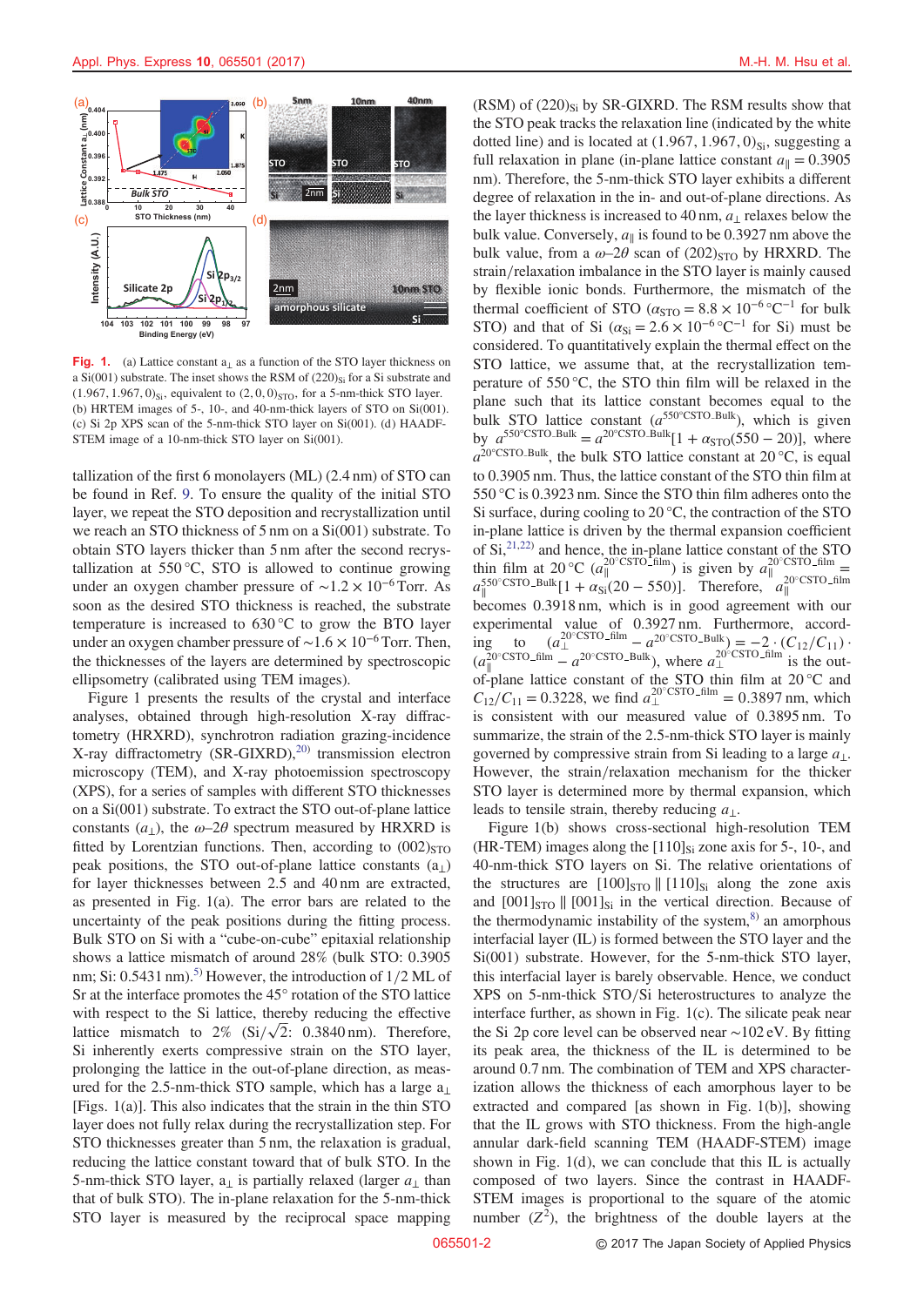**Fig. 1.** (a) Lattice constant $a_\perp$ as a function of the STO layer thickness on a Si(001) substrate. The inset shows the RSM of $(220)_{Si}$ for a Si substrate and $(1.967, 1.967, 0)_{Si}$, equivalent to $(2, 0, 0)_{STO}$, for a 5-nm-thick STO layer. (b) HRTEM images of 5-, 10-, and 40-nm-thick layers of STO on Si(001). (c) Si 2p XPS scan of the 5-nm-thick STO layer on Si(001). (d) HAADF-STEM image of a 10-nm-thick STO layer on Si(001).

tallization of the first 6 monolayers (ML) (2.4 nm) of STO can be found in Ref. 9. To ensure the quality of the initial STO layer, we repeat the STO deposition and recrystallization until we reach an STO thickness of 5 nm on a Si(001) substrate. To obtain STO layers thicker than 5 nm after the second recrystallization at 550 °C, STO is allowed to continue growing under an oxygen chamber pressure of ~$1.2 \times 10^{-6}$ Torr. As soon as the desired STO thickness is reached, the substrate temperature is increased to 630 °C to grow the BTO layer under an oxygen chamber pressure of ~$1.6 \times 10^{-6}$ Torr. Then, the thicknesses of the layers are determined by spectroscopic ellipsometry (calibrated using TEM images).

Figure 1 presents the results of the crystal and interface analyses, obtained through high-resolution X-ray diffractometry (HRXRD), synchrotron radiation grazing-incidence X-ray diffractometry (SR-GIXRD),[20] transmission electron microscopy (TEM), and X-ray photoemission spectroscopy (XPS), for a series of samples with different STO thicknesses on a Si(001) substrate. To extract the STO out-of-plane lattice constants ($a_\perp$), the $\omega$–$2\theta$ spectrum measured by HRXRD is fitted by Lorentzian functions. Then, according to $(002)_{STO}$ peak positions, the STO out-of-plane lattice constants ($a_\perp$) for layer thicknesses between 2.5 and 40 nm are extracted, as presented in Fig. 1(a). The error bars are related to the uncertainty of the peak positions during the fitting process. Bulk STO on Si with a "cube-on-cube" epitaxial relationship shows a lattice mismatch of around 28% (bulk STO: 0.3905 nm; Si: 0.5431 nm).[5] However, the introduction of 1/2 ML of Sr at the interface promotes the 45° rotation of the STO lattice with respect to the Si lattice, thereby reducing the effective lattice mismatch to 2% ($\text{Si}/\sqrt{2}$: 0.3840 nm). Therefore, Si inherently exerts compressive strain on the STO layer, prolonging the lattice in the out-of-plane direction, as measured for the 2.5-nm-thick STO sample, which has a large $a_\perp$ [Figs. 1(a)]. This also indicates that the strain in the thin STO layer does not fully relax during the recrystallization step. For STO thicknesses greater than 5 nm, the relaxation is gradual, reducing the lattice constant toward that of bulk STO. In the 5-nm-thick STO layer, $a_\perp$ is partially relaxed (larger $a_\perp$ than that of bulk STO). The in-plane relaxation for the 5-nm-thick STO layer is measured by the reciprocal space mapping (RSM) of $(220)_{Si}$ by SR-GIXRD. The RSM results show that the STO peak tracks the relaxation line (indicated by the white dotted line) and is located at $(1.967, 1.967, 0)_{Si}$, suggesting a full relaxation in plane (in-plane lattice constant $a_\parallel = 0.3905$ nm). Therefore, the 5-nm-thick STO layer exhibits a different degree of relaxation in the in- and out-of-plane directions. As the layer thickness is increased to 40 nm, $a_\perp$ relaxes below the bulk value. Conversely, $a_\parallel$ is found to be 0.3927 nm above the bulk value, from a $\omega$–$2\theta$ scan of $(202)_{STO}$ by HRXRD. The strain/relaxation imbalance in the STO layer is mainly caused by flexible ionic bonds. Furthermore, the mismatch of the thermal coefficient of STO ($\alpha_{STO} = 8.8 \times 10^{-6}\,°\text{C}^{-1}$ for bulk STO) and that of Si ($\alpha_{Si} = 2.6 \times 10^{-6}\,°\text{C}^{-1}$ for Si) must be considered. To quantitatively explain the thermal effect on the STO lattice, we assume that, at the recrystallization temperature of 550 °C, the STO thin film will be relaxed in the plane such that its lattice constant becomes equal to the bulk STO lattice constant ($a^{550°\text{CSTO\_Bulk}}$), which is given by $a^{550°\text{CSTO\_Bulk}} = a^{20°\text{CSTO\_Bulk}}[1 + \alpha_{STO}(550 - 20)]$, where $a^{20°\text{CSTO\_Bulk}}$, the bulk STO lattice constant at 20 °C, is equal to 0.3905 nm. Thus, the lattice constant of the STO thin film at 550 °C is 0.3923 nm. Since the STO thin film adheres onto the Si surface, during cooling to 20 °C, the contraction of the STO in-plane lattice is driven by the thermal expansion coefficient of Si,[21,22] and hence, the in-plane lattice constant of the STO thin film at 20 °C ($a_\parallel^{20°\text{CSTO\_film}}$) is given by $a_\parallel^{20°\text{CSTO\_film}} = a_\parallel^{550°\text{CSTO\_Bulk}}[1 + \alpha_{Si}(20 - 550)]$. Therefore, $a_\parallel^{20°\text{CSTO\_film}}$ becomes 0.3918 nm, which is in good agreement with our experimental value of 0.3927 nm. Furthermore, according to $(a_\perp^{20°\text{CSTO\_film}} - a^{20°\text{CSTO\_Bulk}}) = -2 \cdot (C_{12}/C_{11}) \cdot (a_\parallel^{20°\text{CSTO\_film}} - a^{20°\text{CSTO\_Bulk}})$, where $a_\perp^{20°\text{CSTO\_film}}$ is the out-of-plane lattice constant of the STO thin film at 20 °C and $C_{12}/C_{11} = 0.3228$, we find $a_\perp^{20°\text{CSTO\_film}} = 0.3897$ nm, which is consistent with our measured value of 0.3895 nm. To summarize, the strain of the 2.5-nm-thick STO layer is mainly governed by compressive strain from Si leading to a large $a_\perp$. However, the strain/relaxation mechanism for the thicker STO layer is determined more by thermal expansion, which leads to tensile strain, thereby reducing $a_\perp$.

Figure 1(b) shows cross-sectional high-resolution TEM (HR-TEM) images along the $[110]_{Si}$ zone axis for 5-, 10-, and 40-nm-thick STO layers on Si. The relative orientations of the structures are $[100]_{STO} \parallel [110]_{Si}$ along the zone axis and $[001]_{STO} \parallel [001]_{Si}$ in the vertical direction. Because of the thermodynamic instability of the system,[8] an amorphous interfacial layer (IL) is formed between the STO layer and the Si(001) substrate. However, for the 5-nm-thick STO layer, this interfacial layer is barely observable. Hence, we conduct XPS on 5-nm-thick STO/Si heterostructures to analyze the interface further, as shown in Fig. 1(c). The silicate peak near the Si 2p core level can be observed near ~102 eV. By fitting its peak area, the thickness of the IL is determined to be around 0.7 nm. The combination of TEM and XPS characterization allows the thickness of each amorphous layer to be extracted and compared [as shown in Fig. 1(b)], showing that the IL grows with STO thickness. From the high-angle annular dark-field scanning TEM (HAADF-STEM) image shown in Fig. 1(d), we can conclude that this IL is actually composed of two layers. Since the contrast in HAADF-STEM images is proportional to the square of the atomic number ($Z^2$), the brightness of the double layers at the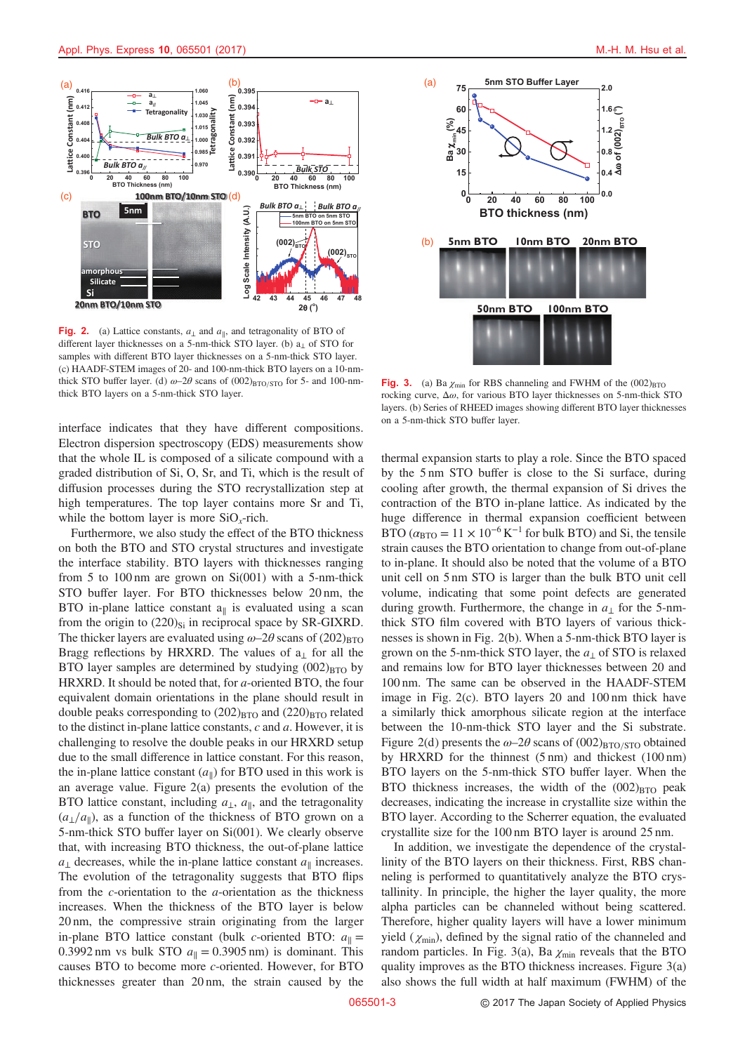**Fig. 2.** (a) Lattice constants, $a_\perp$ and $a_\parallel$, and tetragonality of BTO of different layer thicknesses on a 5-nm-thick STO layer. (b) $a_\perp$ of STO for samples with different BTO layer thicknesses on a 5-nm-thick STO layer. (c) HAADF-STEM images of 20- and 100-nm-thick BTO layers on a 10-nm-thick STO buffer layer. (d) $\omega$–$2\theta$ scans of $(002)_{BTO/STO}$ for 5- and 100-nm-thick BTO layers on a 5-nm-thick STO layer.

interface indicates that they have different compositions. Electron dispersion spectroscopy (EDS) measurements show that the whole IL is composed of a silicate compound with a graded distribution of Si, O, Sr, and Ti, which is the result of diffusion processes during the STO recrystallization step at high temperatures. The top layer contains more Sr and Ti, while the bottom layer is more $SiO_x$-rich.

Furthermore, we also study the effect of the BTO thickness on both the BTO and STO crystal structures and investigate the interface stability. BTO layers with thicknesses ranging from 5 to 100 nm are grown on Si(001) with a 5-nm-thick STO buffer layer. For BTO thicknesses below 20 nm, the BTO in-plane lattice constant $a_\parallel$ is evaluated using a scan from the origin to $(220)_{Si}$ in reciprocal space by SR-GIXRD. The thicker layers are evaluated using $\omega$–$2\theta$ scans of $(202)_{BTO}$ Bragg reflections by HRXRD. The values of $a_\perp$ for all the BTO layer samples are determined by studying $(002)_{BTO}$ by HRXRD. It should be noted that, for $a$-oriented BTO, the four equivalent domain orientations in the plane should result in double peaks corresponding to $(202)_{BTO}$ and $(220)_{BTO}$ related to the distinct in-plane lattice constants, $c$ and $a$. However, it is challenging to resolve the double peaks in our HRXRD setup due to the small difference in lattice constant. For this reason, the in-plane lattice constant ($a_\parallel$) for BTO used in this work is an average value. Figure 2(a) presents the evolution of the BTO lattice constant, including $a_\perp$, $a_\parallel$, and the tetragonality ($a_\perp/a_\parallel$), as a function of the thickness of BTO grown on a 5-nm-thick STO buffer layer on Si(001). We clearly observe that, with increasing BTO thickness, the out-of-plane lattice $a_\perp$ decreases, while the in-plane lattice constant $a_\parallel$ increases. The evolution of the tetragonality suggests that BTO flips from the $c$-orientation to the $a$-orientation as the thickness increases. When the thickness of the BTO layer is below 20 nm, the compressive strain originating from the larger in-plane BTO lattice constant (bulk $c$-oriented BTO: $a_\parallel = 0.3992$ nm vs bulk STO $a_\parallel = 0.3905$ nm) is dominant. This causes BTO to become more $c$-oriented. However, for BTO thicknesses greater than 20 nm, the strain caused by the thermal expansion starts to play a role. Since the BTO spaced by the 5 nm STO buffer is close to the Si surface, during cooling after growth, the thermal expansion of Si drives the contraction of the BTO in-plane lattice. As indicated by the huge difference in thermal expansion coefficient between BTO ($\alpha_{BTO} = 11 \times 10^{-6}\,K^{-1}$ for bulk BTO) and Si, the tensile strain causes the BTO orientation to change from out-of-plane to in-plane. It should also be noted that the volume of a BTO unit cell on 5 nm STO is larger than the bulk BTO unit cell volume, indicating that some point defects are generated during growth. Furthermore, the change in $a_\perp$ for the 5-nm-thick STO film covered with BTO layers of various thicknesses is shown in Fig. 2(b). When a 5-nm-thick BTO layer is grown on the 5-nm-thick STO layer, the $a_\perp$ of STO is relaxed and remains low for BTO layer thicknesses between 20 and 100 nm. The same can be observed in the HAADF-STEM image in Fig. 2(c). BTO layers 20 and 100 nm thick have a similarly thick amorphous silicate region at the interface between the 10-nm-thick STO layer and the Si substrate. Figure 2(d) presents the $\omega$–$2\theta$ scans of $(002)_{BTO/STO}$ obtained by HRXRD for the thinnest (5 nm) and thickest (100 nm) BTO layers on the 5-nm-thick STO buffer layer. When the BTO thickness increases, the width of the $(002)_{BTO}$ peak decreases, indicating the increase in crystallite size within the BTO layer. According to the Scherrer equation, the evaluated crystallite size for the 100 nm BTO layer is around 25 nm.

In addition, we investigate the dependence of the crystallinity of the BTO layers on their thickness. First, RBS channeling is performed to quantitatively analyze the BTO crystallinity. In principle, the higher the layer quality, the more alpha particles can be channeled without being scattered. Therefore, higher quality layers will have a lower minimum yield ($\chi_{min}$), defined by the signal ratio of the channeled and random particles. In Fig. 3(a), Ba $\chi_{min}$ reveals that the BTO quality improves as the BTO thickness increases. Figure 3(a) also shows the full width at half maximum (FWHM) of the

**Fig. 3.** (a) Ba $\chi_{min}$ for RBS channeling and FWHM of the $(002)_{BTO}$ rocking curve, $\Delta\omega$, for various BTO layer thicknesses on 5-nm-thick STO layers. (b) Series of RHEED images showing different BTO layer thicknesses on a 5-nm-thick STO buffer layer.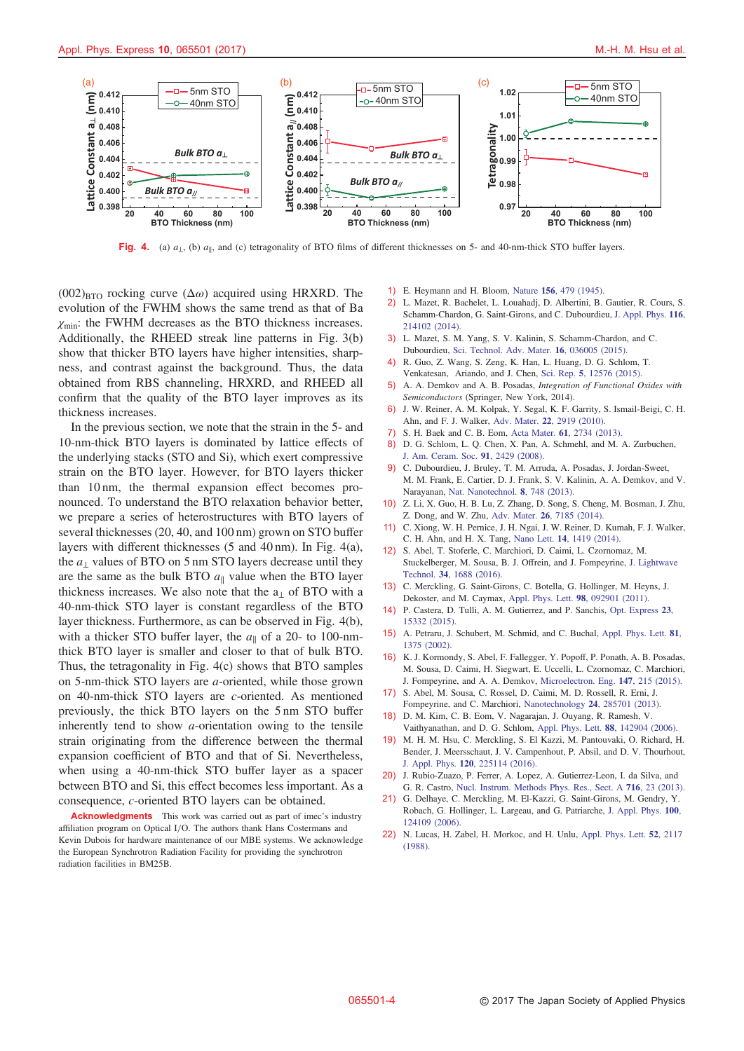(a)

Lattice Constant a⊥ (nm)

0.412
0.410
0.408
0.406
0.404
0.402
0.400
0.398

5nm STO
40nm STO

Bulk BTO a⊥

Bulk BTO a//

20 40 60 80 100

BTO Thickness (nm)

(b)

Lattice Constant a// (nm)

0.412
0.410
0.408
0.406
0.404
0.402
0.400
0.398

5nm STO
40nm STO

Bulk BTO a⊥

Bulk BTO a//

20 40 60 80 100

BTO Thickness (nm)

(c)

Tetragonality

1.02
1.01
1.00
0.99
0.98
0.97

5nm STO
40nm STO

20 40 60 80 100

BTO Thickness (nm)

**Fig. 4.** (a) $a_\perp$, (b) $a_\parallel$, and (c) tetragonality of BTO films of different thicknesses on 5- and 40-nm-thick STO buffer layers.

$(002)_{BTO}$ rocking curve ($\Delta\omega$) acquired using HRXRD. The evolution of the FWHM shows the same trend as that of Ba $\chi_{min}$: the FWHM decreases as the BTO thickness increases. Additionally, the RHEED streak line patterns in Fig. 3(b) show that thicker BTO layers have higher intensities, sharpness, and contrast against the background. Thus, the data obtained from RBS channeling, HRXRD, and RHEED all confirm that the quality of the BTO layer improves as its thickness increases.

In the previous section, we note that the strain in the 5- and 10-nm-thick BTO layers is dominated by lattice effects of the underlying stacks (STO and Si), which exert compressive strain on the BTO layer. However, for BTO layers thicker than 10 nm, the thermal expansion effect becomes pronounced. To understand the BTO relaxation behavior better, we prepare a series of heterostructures with BTO layers of several thicknesses (20, 40, and 100 nm) grown on STO buffer layers with different thicknesses (5 and 40 nm). In Fig. 4(a), the $a_\perp$ values of BTO on 5 nm STO layers decrease until they are the same as the bulk BTO $a_\parallel$ value when the BTO layer thickness increases. We also note that the $a_\perp$ of BTO with a 40-nm-thick STO layer is constant regardless of the BTO layer thickness. Furthermore, as can be observed in Fig. 4(b), with a thicker STO buffer layer, the $a_\parallel$ of a 20- to 100-nm-thick BTO layer is smaller and closer to that of bulk BTO. Thus, the tetragonality in Fig. 4(c) shows that BTO samples on 5-nm-thick STO layers are *a*-oriented, while those grown on 40-nm-thick STO layers are *c*-oriented. As mentioned previously, the thick BTO layers on the 5 nm STO buffer inherently tend to show *a*-orientation owing to the tensile strain originating from the difference between the thermal expansion coefficient of BTO and that of Si. Nevertheless, when using a 40-nm-thick STO buffer layer as a spacer between BTO and Si, this effect becomes less important. As a consequence, *c*-oriented BTO layers can be obtained.

**Acknowledgments** This work was carried out as part of imec's industry affiliation program on Optical I/O. The authors thank Hans Costermans and Kevin Dubois for hardware maintenance of our MBE systems. We acknowledge the European Synchrotron Radiation Facility for providing the synchrotron radiation facilities in BM25B.

1) E. Heymann and H. Bloom, Nature **156**, 479 (1945).
2) L. Mazet, R. Bachelet, L. Louahadj, D. Albertini, B. Gautier, R. Cours, S. Schamm-Chardon, G. Saint-Girons, and C. Dubourdieu, J. Appl. Phys. **116**, 214102 (2014).
3) L. Mazet, S. M. Yang, S. V. Kalinin, S. Schamm-Chardon, and C. Dubourdieu, Sci. Technol. Adv. Mater. **16**, 036005 (2015).
4) R. Guo, Z. Wang, S. Zeng, K. Han, L. Huang, D. G. Schlom, T. Venkatesan, Ariando, and J. Chen, Sci. Rep. **5**, 12576 (2015).
5) A. A. Demkov and A. B. Posadas, *Integration of Functional Oxides with Semiconductors* (Springer, New York, 2014).
6) J. W. Reiner, A. M. Kolpak, Y. Segal, K. F. Garrity, S. Ismail-Beigi, C. H. Ahn, and F. J. Walker, Adv. Mater. **22**, 2919 (2010).
7) S. H. Baek and C. B. Eom, Acta Mater. **61**, 2734 (2013).
8) D. G. Schlom, L. Q. Chen, X. Pan, A. Schmehl, and M. A. Zurbuchen, J. Am. Ceram. Soc. **91**, 2429 (2008).
9) C. Dubourdieu, J. Bruley, T. M. Arruda, A. Posadas, J. Jordan-Sweet, M. M. Frank, E. Cartier, D. J. Frank, S. V. Kalinin, A. A. Demkov, and V. Narayanan, Nat. Nanotechnol. **8**, 748 (2013).
10) Z. Li, X. Guo, H. B. Lu, Z. Zhang, D. Song, S. Cheng, M. Bosman, J. Zhu, Z. Dong, and W. Zhu, Adv. Mater. **26**, 7185 (2014).
11) C. Xiong, W. H. Pernice, J. H. Ngai, J. W. Reiner, D. Kumah, F. J. Walker, C. H. Ahn, and H. X. Tang, Nano Lett. **14**, 1419 (2014).
12) S. Abel, T. Stoferle, C. Marchiori, D. Caimi, L. Czornomaz, M. Stuckelberger, M. Sousa, B. J. Offrein, and J. Fompeyrine, J. Lightwave Technol. **34**, 1688 (2016).
13) C. Merckling, G. Saint-Girons, C. Botella, G. Hollinger, M. Heyns, J. Dekoster, and M. Caymax, Appl. Phys. Lett. **98**, 092901 (2011).
14) P. Castera, D. Tulli, A. M. Gutierrez, and P. Sanchis, Opt. Express **23**, 15332 (2015).
15) A. Petraru, J. Schubert, M. Schmid, and C. Buchal, Appl. Phys. Lett. **81**, 1375 (2002).
16) K. J. Kormondy, S. Abel, F. Fallegger, Y. Popoff, P. Ponath, A. B. Posadas, M. Sousa, D. Caimi, H. Siegwart, E. Uccelli, L. Czornomaz, C. Marchiori, J. Fompeyrine, and A. A. Demkov, Microelectron. Eng. **147**, 215 (2015).
17) S. Abel, M. Sousa, C. Rossel, D. Caimi, M. D. Rossell, R. Erni, J. Fompeyrine, and C. Marchiori, Nanotechnology **24**, 285701 (2013).
18) D. M. Kim, C. B. Eom, V. Nagarajan, J. Ouyang, R. Ramesh, V. Vaithyanathan, and D. G. Schlom, Appl. Phys. Lett. **88**, 142904 (2006).
19) M. H. M. Hsu, C. Merckling, S. El Kazzi, M. Pantouvaki, O. Richard, H. Bender, J. Meersschaut, J. V. Campenhout, P. Absil, and D. V. Thourhout, J. Appl. Phys. **120**, 225114 (2016).
20) J. Rubio-Zuazo, P. Ferrer, A. Lopez, A. Gutierrez-Leon, I. da Silva, and G. R. Castro, Nucl. Instrum. Methods Phys. Res., Sect. A **716**, 23 (2013).
21) G. Delhaye, C. Merckling, M. El-Kazzi, G. Saint-Girons, M. Gendry, Y. Robach, G. Hollinger, L. Largeau, and G. Patriarche, J. Appl. Phys. **100**, 124109 (2006).
22) N. Lucas, H. Zabel, H. Morkoc, and H. Unlu, Appl. Phys. Lett. **52**, 2117 (1988).